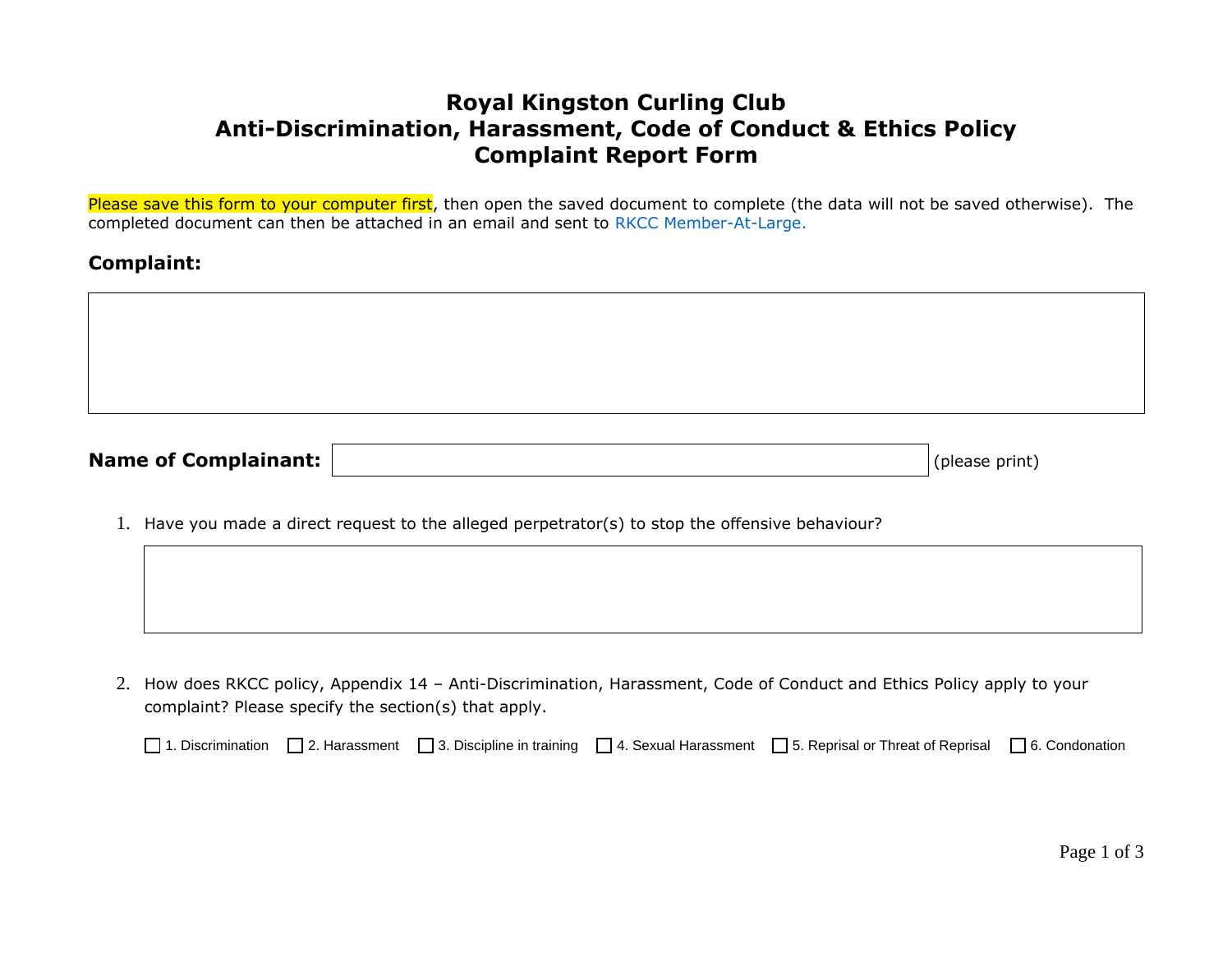# Royal Kingston Curling Club
# Anti-Discrimination, Harassment, Code of Conduct & Ethics Policy
# Complaint Report Form

Please save this form to your computer first, then open the saved document to complete (the data will not be saved otherwise). The completed document can then be attached in an email and sent to RKCC Member-At-Large.

**Complaint:**

**Name of Complainant:** (please print)

1. Have you made a direct request to the alleged perpetrator(s) to stop the offensive behaviour?

2. How does RKCC policy, Appendix 14 – Anti-Discrimination, Harassment, Code of Conduct and Ethics Policy apply to your complaint? Please specify the section(s) that apply.

☐ 1. Discrimination ☐ 2. Harassment ☐ 3. Discipline in training ☐ 4. Sexual Harassment ☐ 5. Reprisal or Threat of Reprisal ☐ 6. Condonation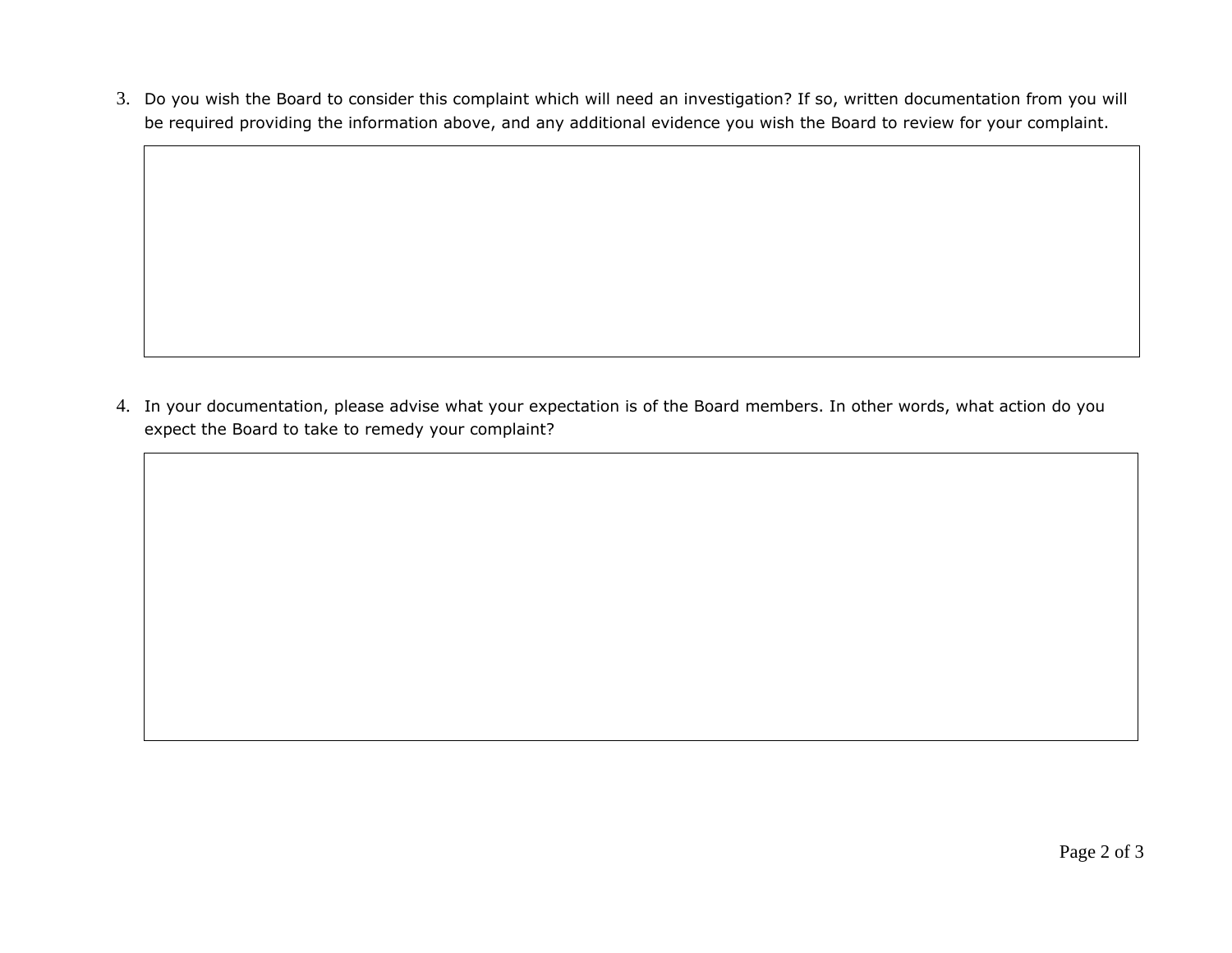3. Do you wish the Board to consider this complaint which will need an investigation? If so, written documentation from you will be required providing the information above, and any additional evidence you wish the Board to review for your complaint.

4. In your documentation, please advise what your expectation is of the Board members. In other words, what action do you expect the Board to take to remedy your complaint?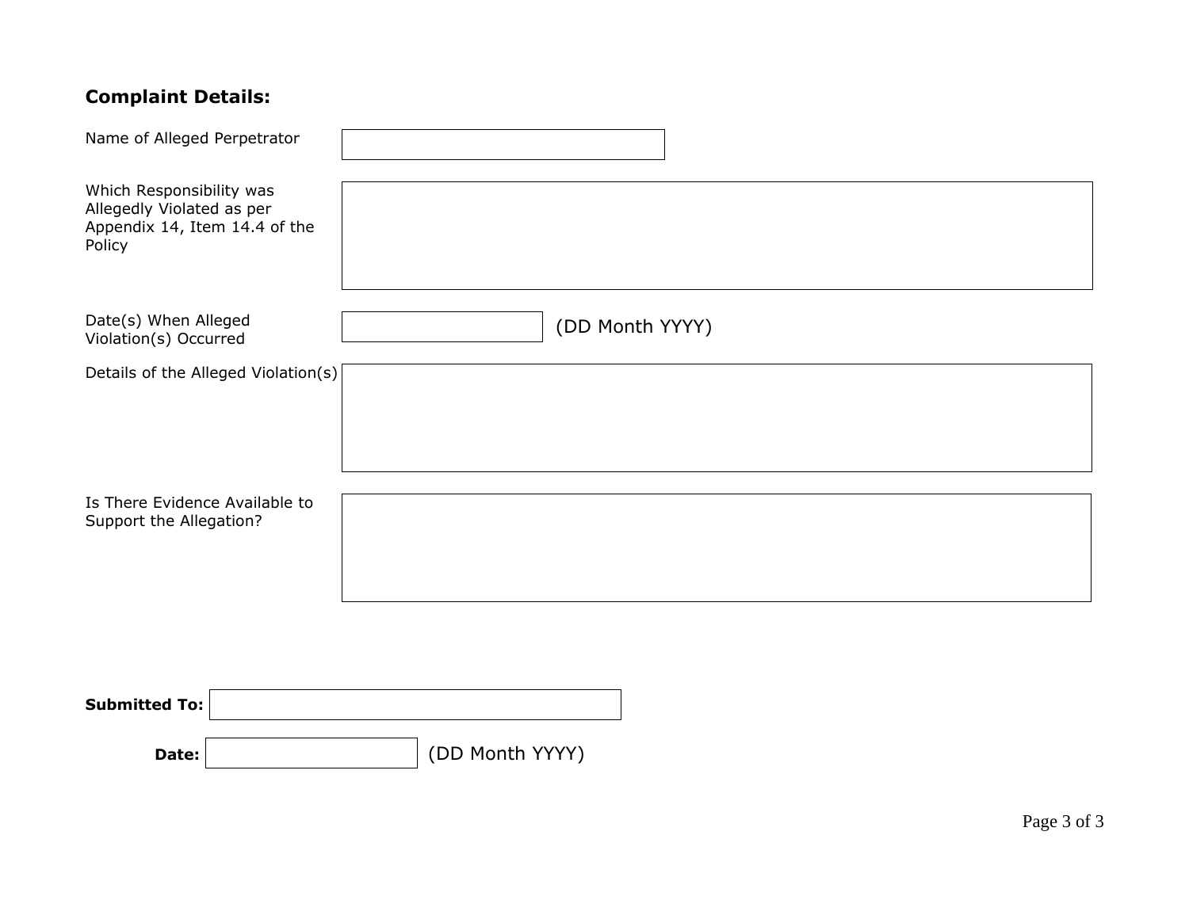**Complaint Details:**

Name of Alleged Perpetrator

Which Responsibility was Allegedly Violated as per Appendix 14, Item 14.4 of the Policy

Date(s) When Alleged Violation(s) Occurred (DD Month YYYY)

Details of the Alleged Violation(s)

Is There Evidence Available to Support the Allegation?

**Submitted To:**

**Date:** (DD Month YYYY)